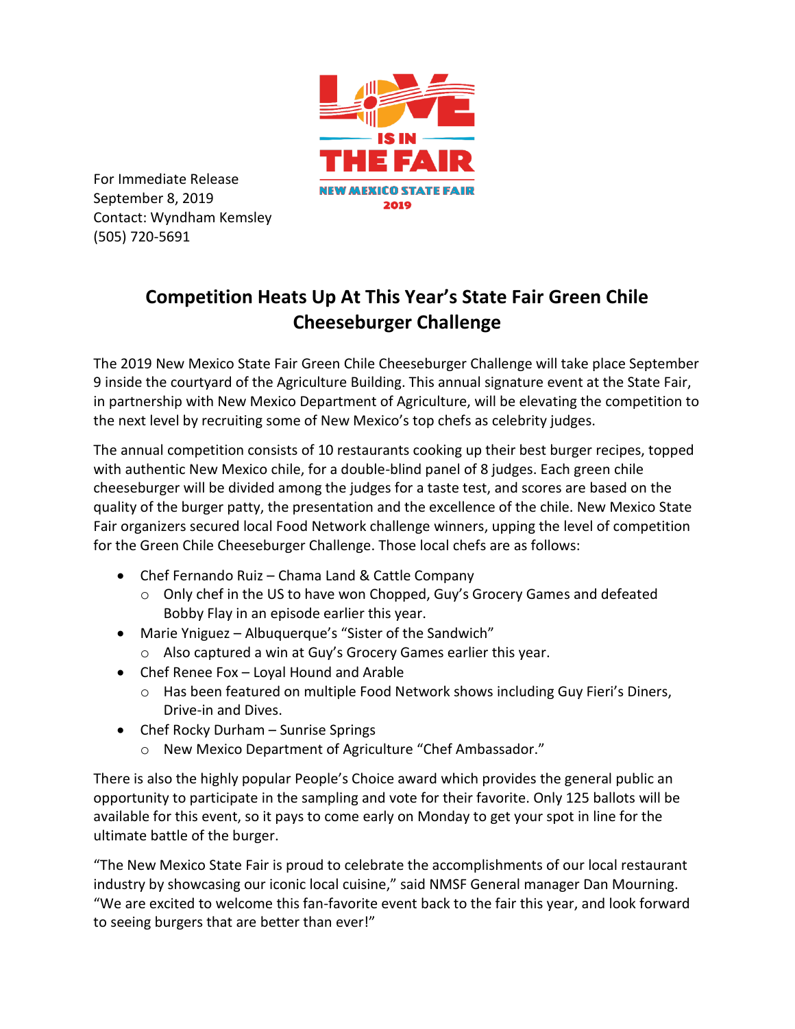LOVE IS IN THE FAIR

NEW MEXICO STATE FAIR 2019

For Immediate Release
September 8, 2019
Contact: Wyndham Kemsley
(505) 720-5691

# Competition Heats Up At This Year's State Fair Green Chile Cheeseburger Challenge

The 2019 New Mexico State Fair Green Chile Cheeseburger Challenge will take place September 9 inside the courtyard of the Agriculture Building. This annual signature event at the State Fair, in partnership with New Mexico Department of Agriculture, will be elevating the competition to the next level by recruiting some of New Mexico's top chefs as celebrity judges.

The annual competition consists of 10 restaurants cooking up their best burger recipes, topped with authentic New Mexico chile, for a double-blind panel of 8 judges. Each green chile cheeseburger will be divided among the judges for a taste test, and scores are based on the quality of the burger patty, the presentation and the excellence of the chile. New Mexico State Fair organizers secured local Food Network challenge winners, upping the level of competition for the Green Chile Cheeseburger Challenge. Those local chefs are as follows:

- Chef Fernando Ruiz – Chama Land & Cattle Company
  - Only chef in the US to have won Chopped, Guy's Grocery Games and defeated Bobby Flay in an episode earlier this year.
- Marie Yniguez – Albuquerque's "Sister of the Sandwich"
  - Also captured a win at Guy's Grocery Games earlier this year.
- Chef Renee Fox – Loyal Hound and Arable
  - Has been featured on multiple Food Network shows including Guy Fieri's Diners, Drive-in and Dives.
- Chef Rocky Durham – Sunrise Springs
  - New Mexico Department of Agriculture "Chef Ambassador."

There is also the highly popular People's Choice award which provides the general public an opportunity to participate in the sampling and vote for their favorite. Only 125 ballots will be available for this event, so it pays to come early on Monday to get your spot in line for the ultimate battle of the burger.

"The New Mexico State Fair is proud to celebrate the accomplishments of our local restaurant industry by showcasing our iconic local cuisine," said NMSF General manager Dan Mourning. "We are excited to welcome this fan-favorite event back to the fair this year, and look forward to seeing burgers that are better than ever!"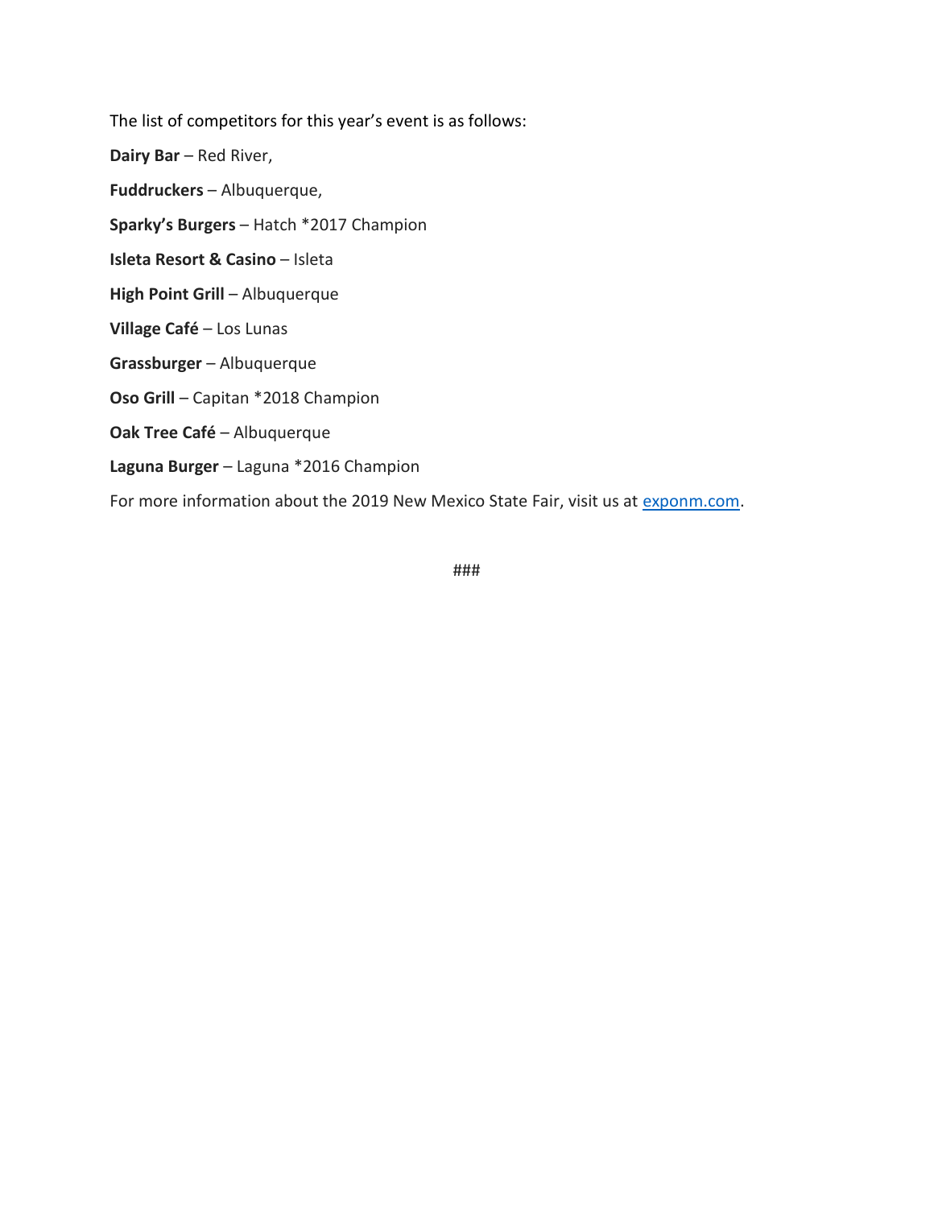The list of competitors for this year's event is as follows:

**Dairy Bar** – Red River,

**Fuddruckers** – Albuquerque,

**Sparky's Burgers** – Hatch *2017 Champion

**Isleta Resort & Casino** – Isleta

**High Point Grill** – Albuquerque

**Village Café** – Los Lunas

**Grassburger** – Albuquerque

**Oso Grill** – Capitan *2018 Champion

**Oak Tree Café** – Albuquerque

**Laguna Burger** – Laguna *2016 Champion

For more information about the 2019 New Mexico State Fair, visit us at [exponm.com](exponm.com).

###